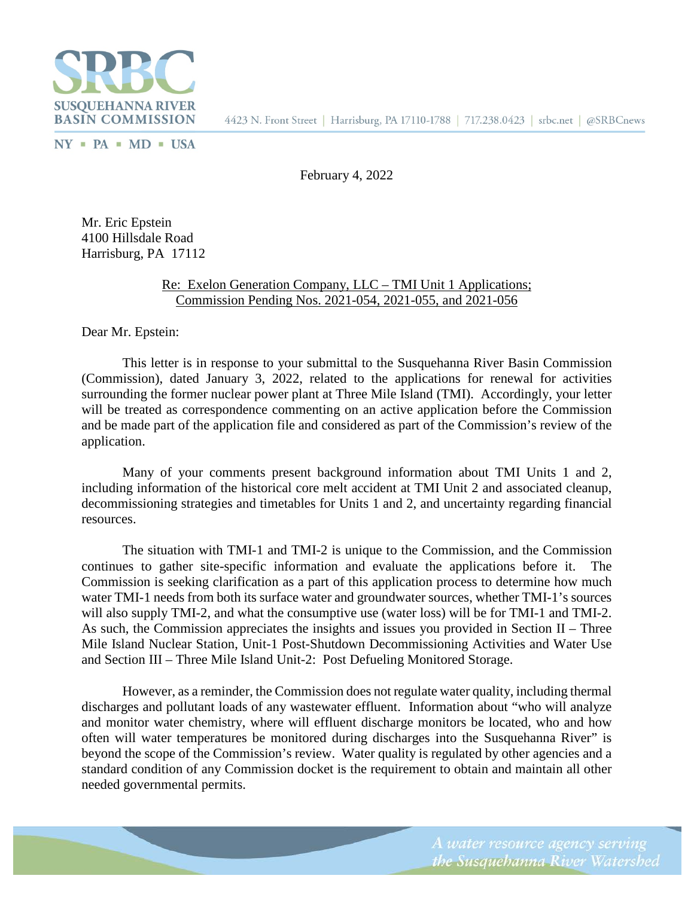**SUSQUEHANNA RIVER BASIN COMMISSION**

NY ▪ PA ▪ MD ▪ USA

4423 N. Front Street | Harrisburg, PA 17110-1788 | 717.238.0423 | srbc.net | @SRBCnews

February 4, 2022

Mr. Eric Epstein
4100 Hillsdale Road
Harrisburg, PA 17112

Re: Exelon Generation Company, LLC – TMI Unit 1 Applications;
Commission Pending Nos. 2021-054, 2021-055, and 2021-056

Dear Mr. Epstein:

This letter is in response to your submittal to the Susquehanna River Basin Commission (Commission), dated January 3, 2022, related to the applications for renewal for activities surrounding the former nuclear power plant at Three Mile Island (TMI). Accordingly, your letter will be treated as correspondence commenting on an active application before the Commission and be made part of the application file and considered as part of the Commission's review of the application.

Many of your comments present background information about TMI Units 1 and 2, including information of the historical core melt accident at TMI Unit 2 and associated cleanup, decommissioning strategies and timetables for Units 1 and 2, and uncertainty regarding financial resources.

The situation with TMI-1 and TMI-2 is unique to the Commission, and the Commission continues to gather site-specific information and evaluate the applications before it. The Commission is seeking clarification as a part of this application process to determine how much water TMI-1 needs from both its surface water and groundwater sources, whether TMI-1's sources will also supply TMI-2, and what the consumptive use (water loss) will be for TMI-1 and TMI-2. As such, the Commission appreciates the insights and issues you provided in Section II – Three Mile Island Nuclear Station, Unit-1 Post-Shutdown Decommissioning Activities and Water Use and Section III – Three Mile Island Unit-2: Post Defueling Monitored Storage.

However, as a reminder, the Commission does not regulate water quality, including thermal discharges and pollutant loads of any wastewater effluent. Information about "who will analyze and monitor water chemistry, where will effluent discharge monitors be located, who and how often will water temperatures be monitored during discharges into the Susquehanna River" is beyond the scope of the Commission's review. Water quality is regulated by other agencies and a standard condition of any Commission docket is the requirement to obtain and maintain all other needed governmental permits.

*A water resource agency serving the Susquehanna River Watershed*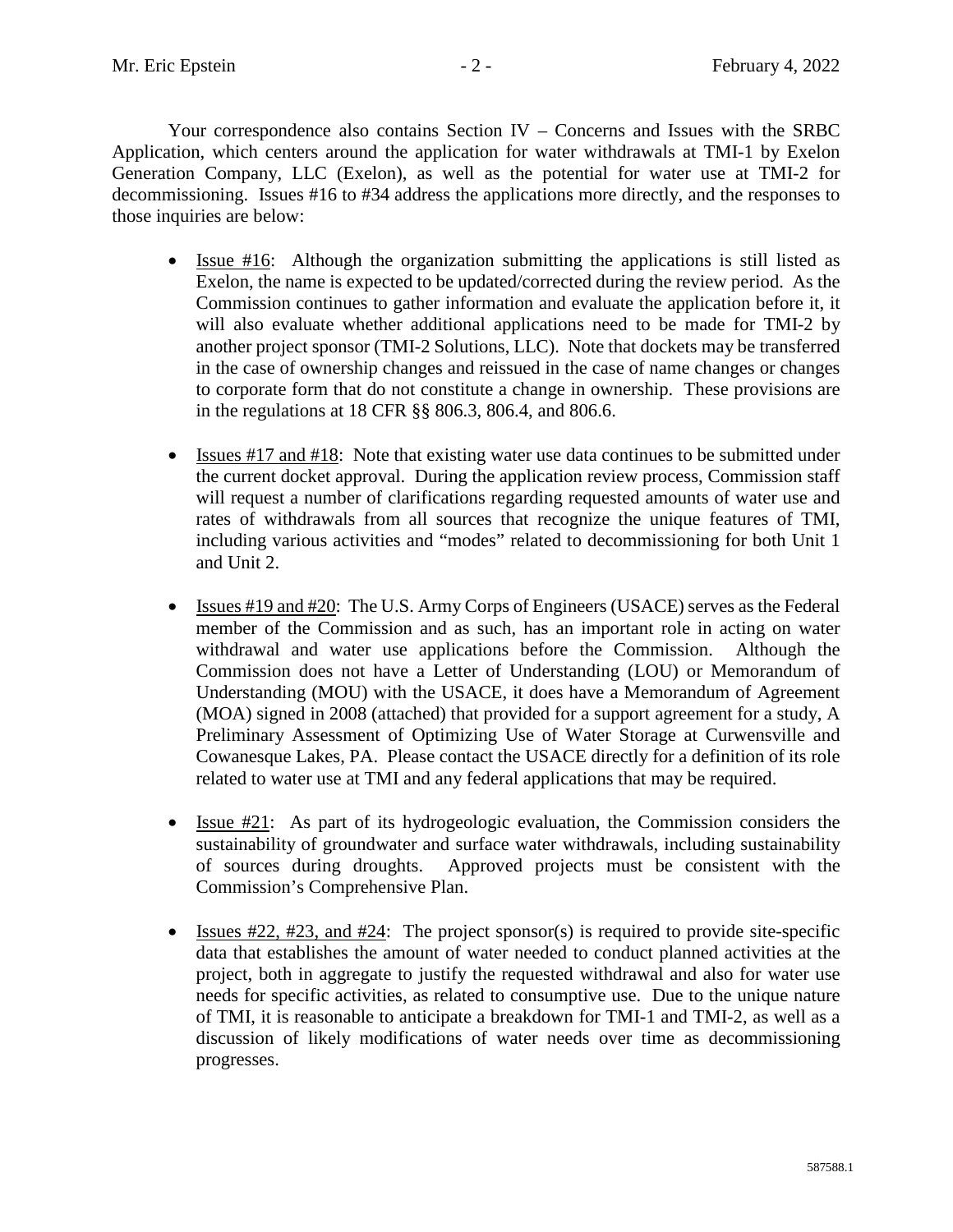Your correspondence also contains Section IV – Concerns and Issues with the SRBC Application, which centers around the application for water withdrawals at TMI-1 by Exelon Generation Company, LLC (Exelon), as well as the potential for water use at TMI-2 for decommissioning. Issues #16 to #34 address the applications more directly, and the responses to those inquiries are below:

- Issue #16: Although the organization submitting the applications is still listed as Exelon, the name is expected to be updated/corrected during the review period. As the Commission continues to gather information and evaluate the application before it, it will also evaluate whether additional applications need to be made for TMI-2 by another project sponsor (TMI-2 Solutions, LLC). Note that dockets may be transferred in the case of ownership changes and reissued in the case of name changes or changes to corporate form that do not constitute a change in ownership. These provisions are in the regulations at 18 CFR §§ 806.3, 806.4, and 806.6.

- Issues #17 and #18: Note that existing water use data continues to be submitted under the current docket approval. During the application review process, Commission staff will request a number of clarifications regarding requested amounts of water use and rates of withdrawals from all sources that recognize the unique features of TMI, including various activities and "modes" related to decommissioning for both Unit 1 and Unit 2.

- Issues #19 and #20: The U.S. Army Corps of Engineers (USACE) serves as the Federal member of the Commission and as such, has an important role in acting on water withdrawal and water use applications before the Commission. Although the Commission does not have a Letter of Understanding (LOU) or Memorandum of Understanding (MOU) with the USACE, it does have a Memorandum of Agreement (MOA) signed in 2008 (attached) that provided for a support agreement for a study, A Preliminary Assessment of Optimizing Use of Water Storage at Curwensville and Cowanesque Lakes, PA. Please contact the USACE directly for a definition of its role related to water use at TMI and any federal applications that may be required.

- Issue #21: As part of its hydrogeologic evaluation, the Commission considers the sustainability of groundwater and surface water withdrawals, including sustainability of sources during droughts. Approved projects must be consistent with the Commission's Comprehensive Plan.

- Issues #22, #23, and #24: The project sponsor(s) is required to provide site-specific data that establishes the amount of water needed to conduct planned activities at the project, both in aggregate to justify the requested withdrawal and also for water use needs for specific activities, as related to consumptive use. Due to the unique nature of TMI, it is reasonable to anticipate a breakdown for TMI-1 and TMI-2, as well as a discussion of likely modifications of water needs over time as decommissioning progresses.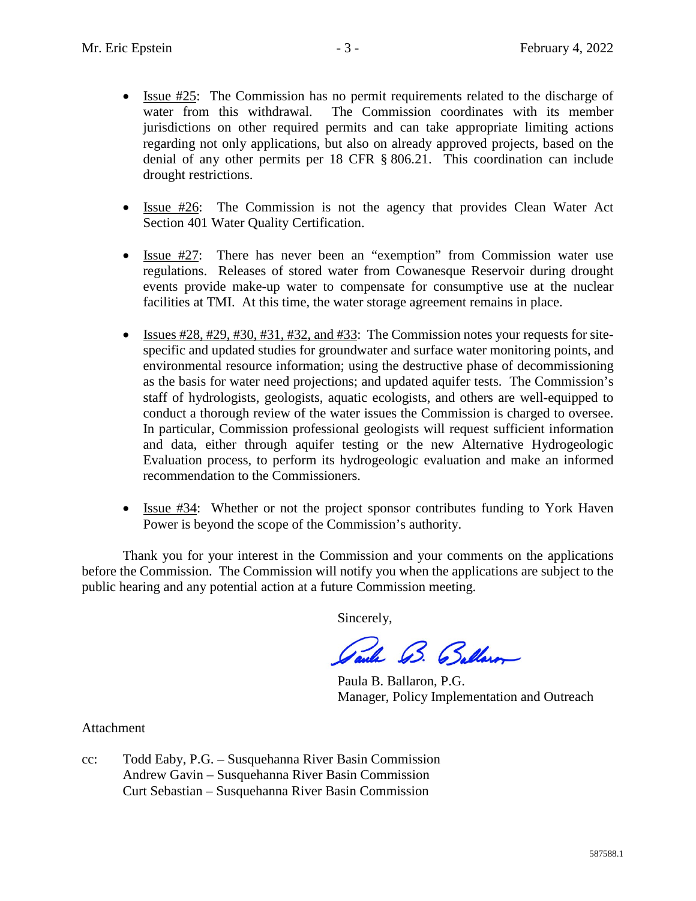- Issue #25: The Commission has no permit requirements related to the discharge of water from this withdrawal. The Commission coordinates with its member jurisdictions on other required permits and can take appropriate limiting actions regarding not only applications, but also on already approved projects, based on the denial of any other permits per 18 CFR § 806.21. This coordination can include drought restrictions.

- Issue #26: The Commission is not the agency that provides Clean Water Act Section 401 Water Quality Certification.

- Issue #27: There has never been an "exemption" from Commission water use regulations. Releases of stored water from Cowanesque Reservoir during drought events provide make-up water to compensate for consumptive use at the nuclear facilities at TMI. At this time, the water storage agreement remains in place.

- Issues #28, #29, #30, #31, #32, and #33: The Commission notes your requests for site-specific and updated studies for groundwater and surface water monitoring points, and environmental resource information; using the destructive phase of decommissioning as the basis for water need projections; and updated aquifer tests. The Commission's staff of hydrologists, geologists, aquatic ecologists, and others are well-equipped to conduct a thorough review of the water issues the Commission is charged to oversee. In particular, Commission professional geologists will request sufficient information and data, either through aquifer testing or the new Alternative Hydrogeologic Evaluation process, to perform its hydrogeologic evaluation and make an informed recommendation to the Commissioners.

- Issue #34: Whether or not the project sponsor contributes funding to York Haven Power is beyond the scope of the Commission's authority.

Thank you for your interest in the Commission and your comments on the applications before the Commission. The Commission will notify you when the applications are subject to the public hearing and any potential action at a future Commission meeting.

Sincerely,

Paula B. Ballaron

Paula B. Ballaron, P.G.
Manager, Policy Implementation and Outreach

Attachment

cc: Todd Eaby, P.G. – Susquehanna River Basin Commission
Andrew Gavin – Susquehanna River Basin Commission
Curt Sebastian – Susquehanna River Basin Commission

587588.1